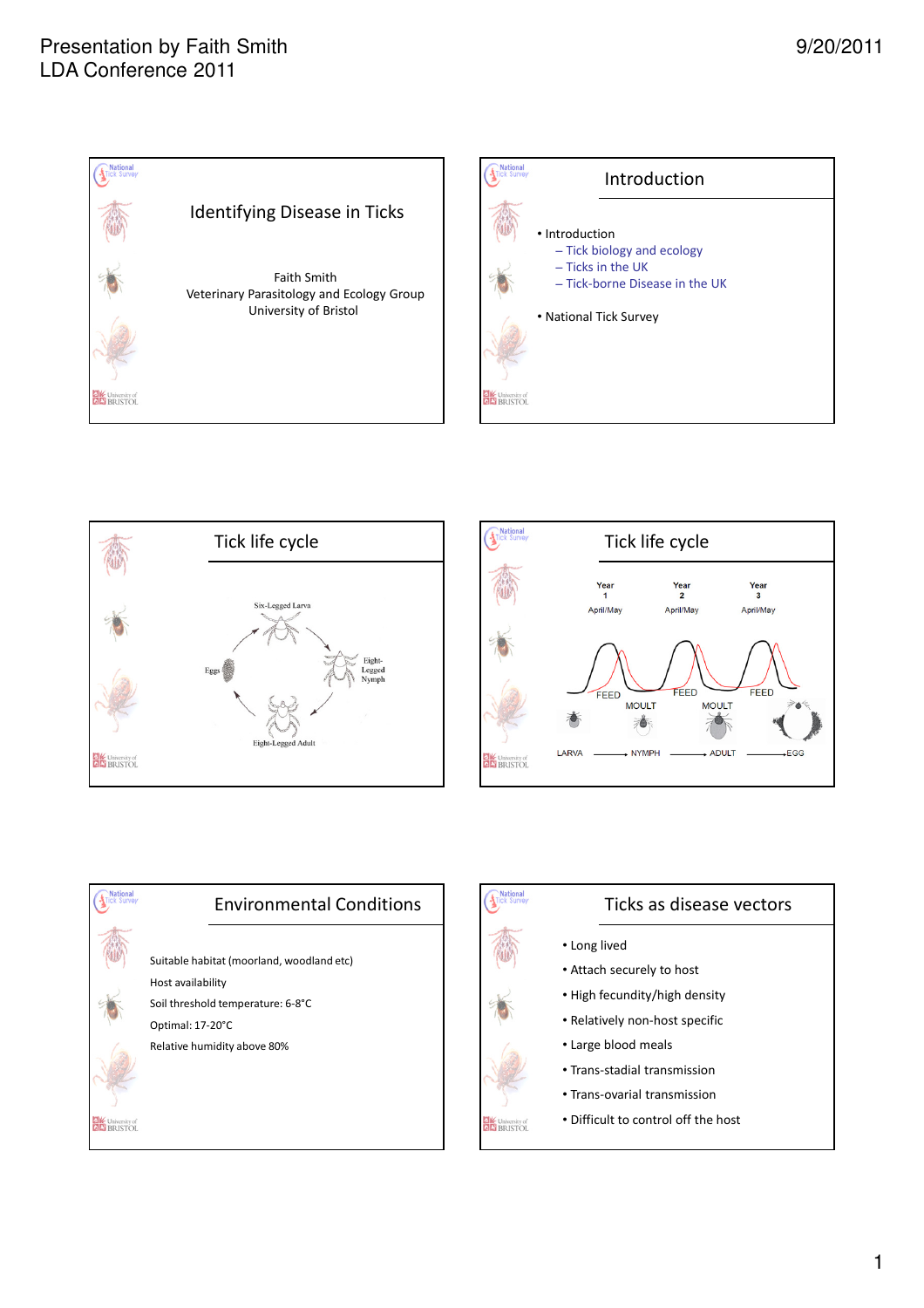## Identifying Disease in Ticks

Faith Smith
Veterinary Parasitology and Ecology Group
University of Bristol

## Introduction

- Introduction
  - Tick biology and ecology
  - Ticks in the UK
  - Tick-borne Disease in the UK
- National Tick Survey

## Tick life cycle

Six-Legged Larva → Eight-Legged Nymph → Eight-Legged Adult → Eggs

## Tick life cycle

| Year 1 | Year 2 | Year 3 |
|---|---|---|
| April/May | April/May | April/May |

FEED — MOULT — FEED — MOULT — FEED

LARVA → NYMPH → ADULT → EGG

## Environmental Conditions

Suitable habitat (moorland, woodland etc)

Host availability

Soil threshold temperature: 6-8°C

Optimal: 17-20°C

Relative humidity above 80%

## Ticks as disease vectors

- Long lived
- Attach securely to host
- High fecundity/high density
- Relatively non-host specific
- Large blood meals
- Trans-stadial transmission
- Trans-ovarial transmission
- Difficult to control off the host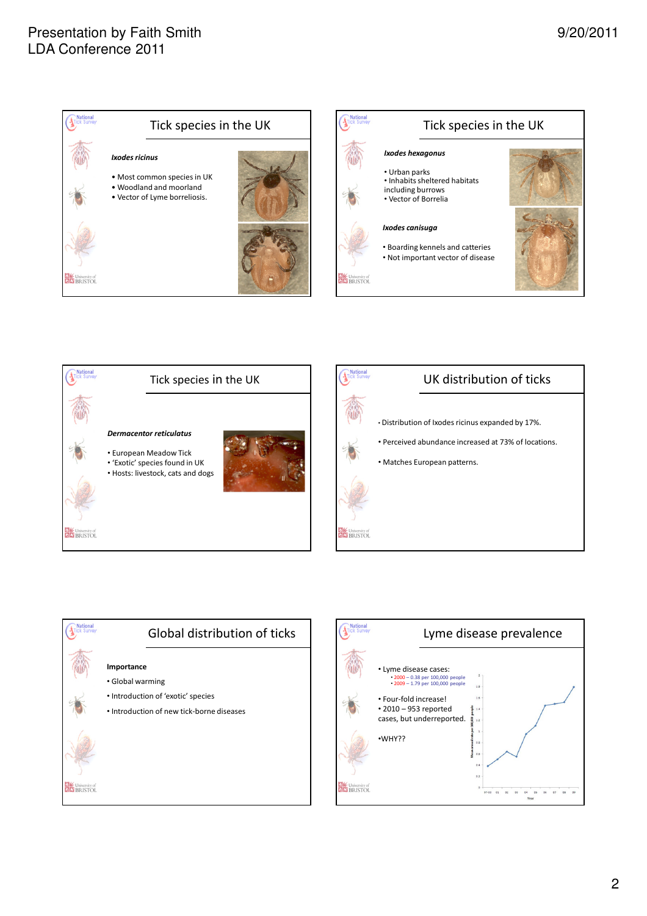## Tick species in the UK

***Ixodes ricinus***

- Most common species in UK
- Woodland and moorland
- Vector of Lyme borreliosis.

## Tick species in the UK

***Ixodes hexagonus***

- Urban parks
- Inhabits sheltered habitats including burrows
- Vector of Borrelia

***Ixodes canisuga***

- Boarding kennels and catteries
- Not important vector of disease

## Tick species in the UK

***Dermacentor reticulatus***

- European Meadow Tick
- 'Exotic' species found in UK
- Hosts: livestock, cats and dogs

## UK distribution of ticks

- Distribution of Ixodes ricinus expanded by 17%.
- Perceived abundance increased at 73% of locations.
- Matches European patterns.

## Global distribution of ticks

**Importance**

- Global warming
- Introduction of 'exotic' species
- Introduction of new tick-borne diseases

## Lyme disease prevalence

- Lyme disease cases:
  - 2000 – 0.38 per 100,000 people
  - 2009 – 1.79 per 100,000 people
- Four-fold increase!
- 2010 – 953 reported cases, but underreported.

•WHY??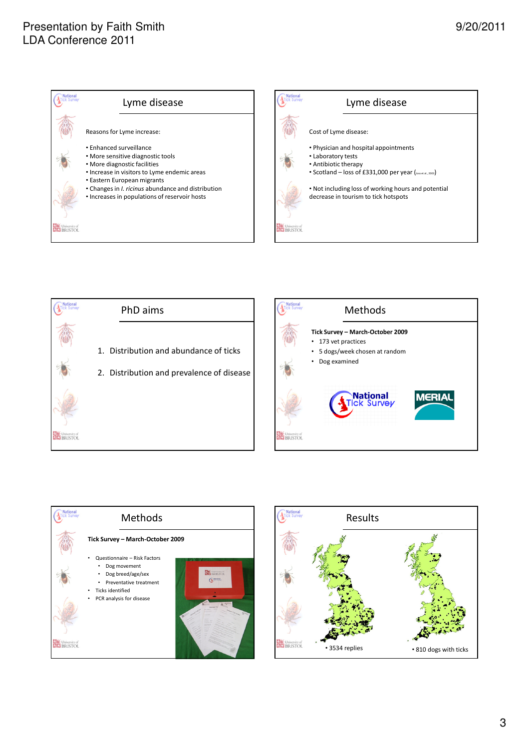## Lyme disease

Reasons for Lyme increase:

- Enhanced surveillance
- More sensitive diagnostic tools
- More diagnostic facilities
- Increase in visitors to Lyme endemic areas
- Eastern European migrants
- Changes in *I. ricinus* abundance and distribution
- Increases in populations of reservoir hosts

## Lyme disease

Cost of Lyme disease:

- Physician and hospital appointments
- Laboratory tests
- Antibiotic therapy
- Scotland – loss of £331,000 per year (Joss et al., 2003)

- Not including loss of working hours and potential decrease in tourism to tick hotspots

## PhD aims

1. Distribution and abundance of ticks
2. Distribution and prevalence of disease

## Methods

**Tick Survey – March-October 2009**

- 173 vet practices
- 5 dogs/week chosen at random
- Dog examined

## Methods

**Tick Survey – March-October 2009**

- Questionnaire – Risk Factors
  - Dog movement
  - Dog breed/age/sex
  - Preventative treatment
- Ticks identified
- PCR analysis for disease

## Results

- 3534 replies
- 810 dogs with ticks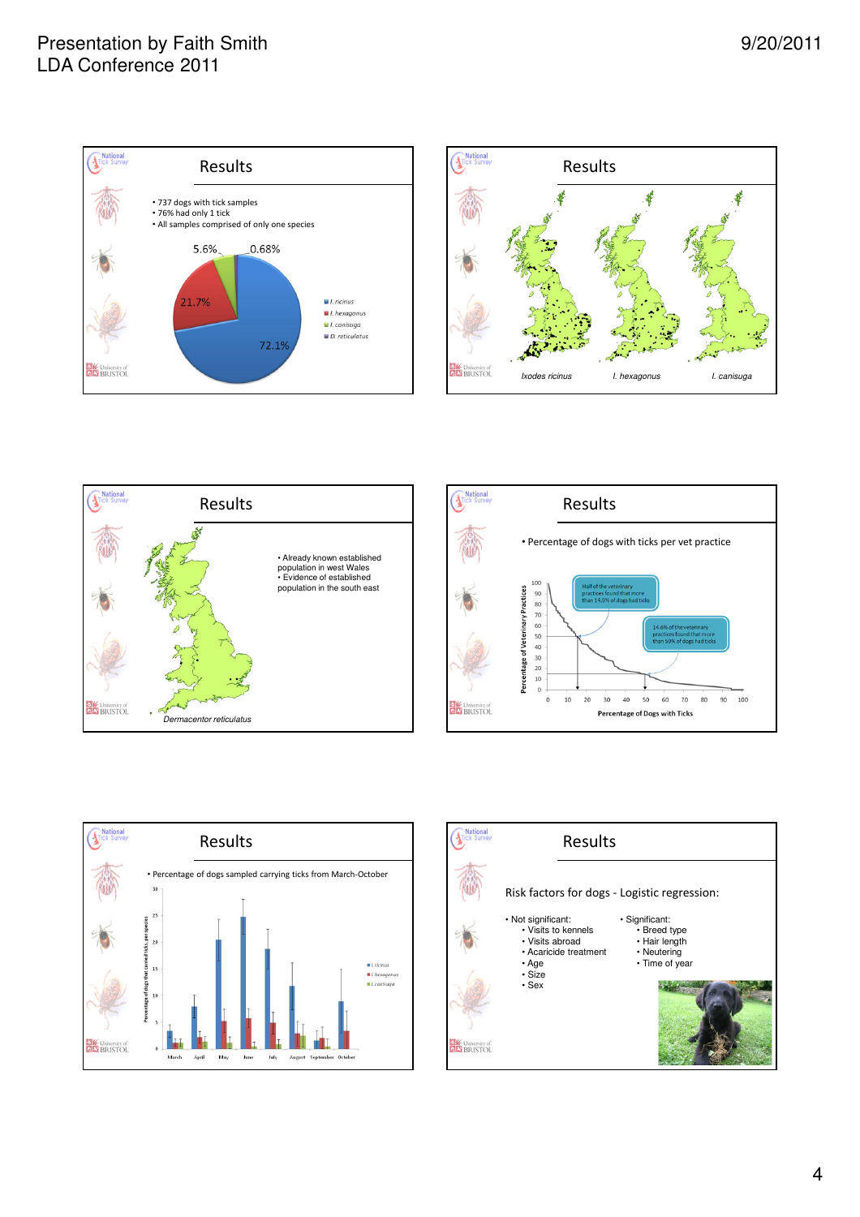## Results

- 737 dogs with tick samples
- 76% had only 1 tick
- All samples comprised of only one species

| Species | Percentage |
|---|---|
| *I. ricinus* | 72.1% |
| *I. hexagonus* | 21.7% |
| *I. canisuga* | 5.6% |
| *D. reticulatus* | 0.68% |

## Results

*Ixodes ricinus* — *I. hexagonus* — *I. canisuga*

## Results

- Already known established population in west Wales
- Evidence of established population in the south east

*Dermacentor reticulatus*

## Results

- Percentage of dogs with ticks per vet practice

Half of the veterinary practices found that more than 14.9% of dogs had ticks

14.6% of the veterinary practices found that more than 50% of dogs had ticks

Percentage of Veterinary Practices / Percentage of Dogs with Ticks

## Results

- Percentage of dogs sampled carrying ticks from March-October

*I. ricinus*, *I. hexagonus*, *I. canisuga*

March, April, May, June, July, August, September, October

## Results

Risk factors for dogs - Logistic regression:

- Not significant:
  - Visits to kennels
  - Visits abroad
  - Acaricide treatment
  - Age
  - Size
  - Sex
- Significant:
  - Breed type
  - Hair length
  - Neutering
  - Time of year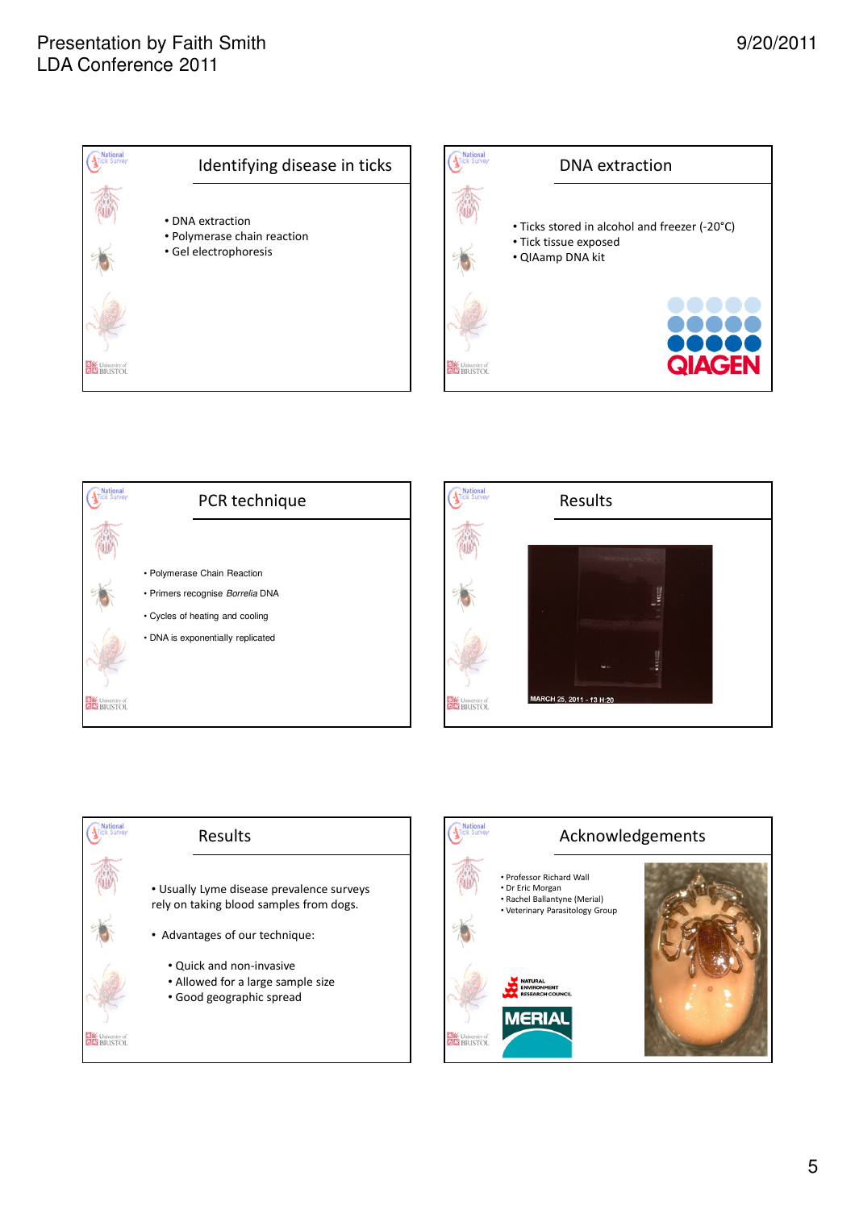## Identifying disease in ticks

- DNA extraction
- Polymerase chain reaction
- Gel electrophoresis

## DNA extraction

- Ticks stored in alcohol and freezer (-20°C)
- Tick tissue exposed
- QIAamp DNA kit

QIAGEN

## PCR technique

- Polymerase Chain Reaction
- Primers recognise *Borrelia* DNA
- Cycles of heating and cooling
- DNA is exponentially replicated

## Results

MARCH 25, 2011 - 13 H:20

## Results

- Usually Lyme disease prevalence surveys rely on taking blood samples from dogs.
- Advantages of our technique:
  - Quick and non-invasive
  - Allowed for a large sample size
  - Good geographic spread

## Acknowledgements

- Professor Richard Wall
- Dr Eric Morgan
- Rachel Ballantyne (Merial)
- Veterinary Parasitology Group

NATURAL ENVIRONMENT RESEARCH COUNCIL

MERIAL